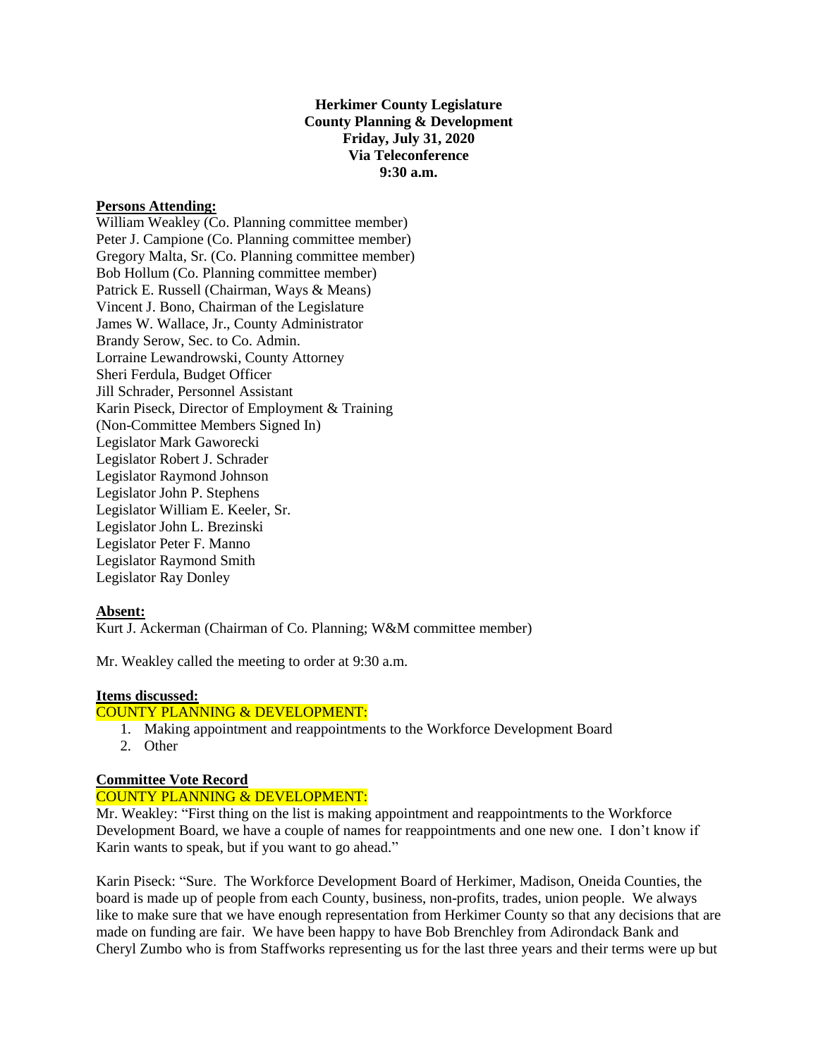**Herkimer County Legislature**
**County Planning & Development**
**Friday, July 31, 2020**
**Via Teleconference**
**9:30 a.m.**

**Persons Attending:**

William Weakley (Co. Planning committee member)
Peter J. Campione (Co. Planning committee member)
Gregory Malta, Sr. (Co. Planning committee member)
Bob Hollum (Co. Planning committee member)
Patrick E. Russell (Chairman, Ways & Means)
Vincent J. Bono, Chairman of the Legislature
James W. Wallace, Jr., County Administrator
Brandy Serow, Sec. to Co. Admin.
Lorraine Lewandrowski, County Attorney
Sheri Ferdula, Budget Officer
Jill Schrader, Personnel Assistant
Karin Piseck, Director of Employment & Training
(Non-Committee Members Signed In)
Legislator Mark Gaworecki
Legislator Robert J. Schrader
Legislator Raymond Johnson
Legislator John P. Stephens
Legislator William E. Keeler, Sr.
Legislator John L. Brezinski
Legislator Peter F. Manno
Legislator Raymond Smith
Legislator Ray Donley

**Absent:**

Kurt J. Ackerman (Chairman of Co. Planning; W&M committee member)

Mr. Weakley called the meeting to order at 9:30 a.m.

**Items discussed:**

COUNTY PLANNING & DEVELOPMENT:

1. Making appointment and reappointments to the Workforce Development Board
2. Other

**Committee Vote Record**

COUNTY PLANNING & DEVELOPMENT:

Mr. Weakley: "First thing on the list is making appointment and reappointments to the Workforce Development Board, we have a couple of names for reappointments and one new one. I don't know if Karin wants to speak, but if you want to go ahead."

Karin Piseck: "Sure. The Workforce Development Board of Herkimer, Madison, Oneida Counties, the board is made up of people from each County, business, non-profits, trades, union people. We always like to make sure that we have enough representation from Herkimer County so that any decisions that are made on funding are fair. We have been happy to have Bob Brenchley from Adirondack Bank and Cheryl Zumbo who is from Staffworks representing us for the last three years and their terms were up but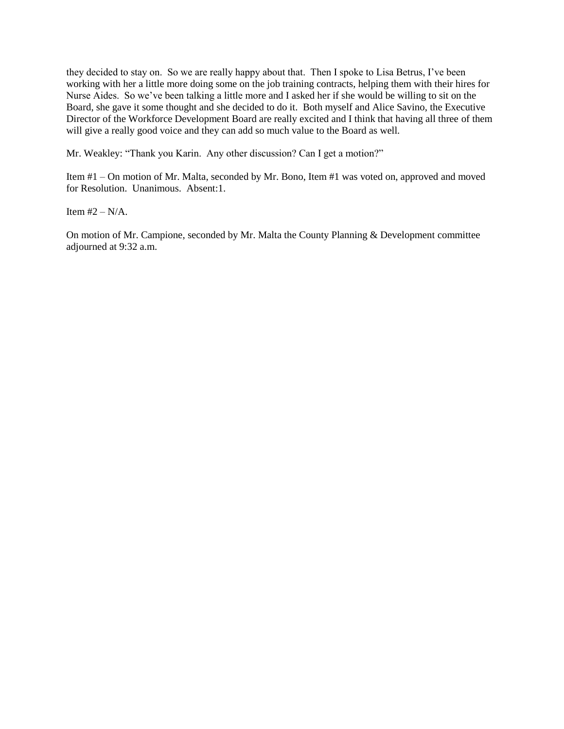they decided to stay on. So we are really happy about that. Then I spoke to Lisa Betrus, I've been working with her a little more doing some on the job training contracts, helping them with their hires for Nurse Aides. So we've been talking a little more and I asked her if she would be willing to sit on the Board, she gave it some thought and she decided to do it. Both myself and Alice Savino, the Executive Director of the Workforce Development Board are really excited and I think that having all three of them will give a really good voice and they can add so much value to the Board as well.

Mr. Weakley: "Thank you Karin. Any other discussion? Can I get a motion?"

Item #1 – On motion of Mr. Malta, seconded by Mr. Bono, Item #1 was voted on, approved and moved for Resolution. Unanimous. Absent:1.

Item #2 – N/A.

On motion of Mr. Campione, seconded by Mr. Malta the County Planning & Development committee adjourned at 9:32 a.m.